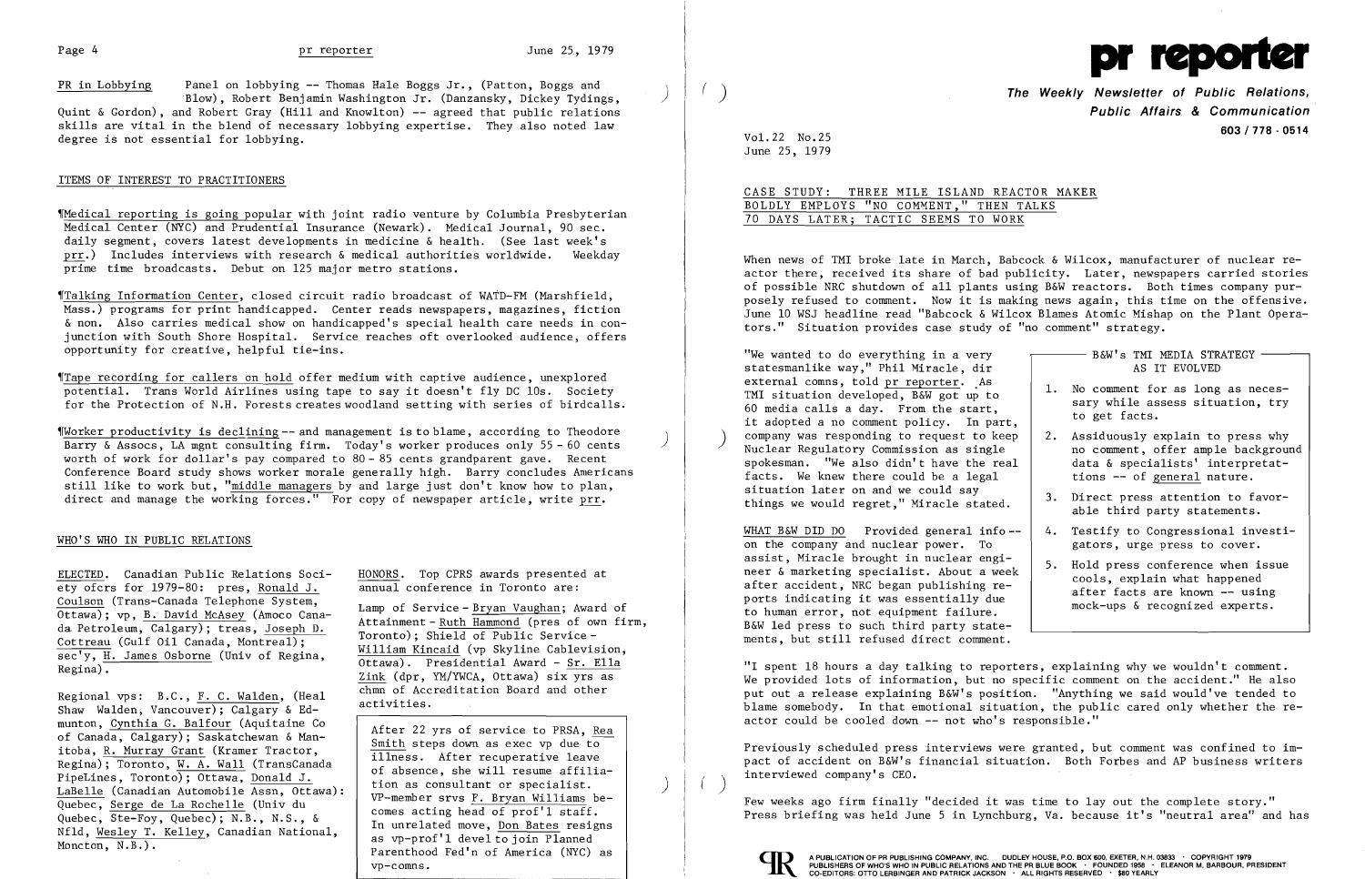**PR in Lobbying** Panel on lobbying -- Thomas Hale Boggs Jr., (Patton, Boggs and Blow), Robert Benjamin Washington Jr. (Danzansky, Dickey Tydings, Quint & Gordon), and Robert Gray (Hill and Knowlton) -- agreed that public relations skills are vital in the blend of necessary lobbying expertise. They also noted law degree is not essential for lobbying.

## ITEMS OF INTEREST TO PRACTITIONERS

¶Medical reporting is going popular with joint radio venture by Columbia Presbyterian Medical Center (NYC) and Prudential Insurance (Newark). Medical Journal, 90 sec. daily segment, covers latest developments in medicine & health. (See last week's prr.) Includes interviews with research & medical authorities worldwide. Weekday prime time broadcasts. Debut on 125 major metro stations.

¶Talking Information Center, closed circuit radio broadcast of WATD-FM (Marshfield, Mass.) programs for print handicapped. Center reads newspapers, magazines, fiction & non. Also carries medical show on handicapped's special health care needs in conjunction with South Shore Hospital. Service reaches oft overlooked audience, offers opportunity for creative, helpful tie-ins.

¶Tape recording for callers on hold offer medium with captive audience, unexplored potential. Trans World Airlines using tape to say it doesn't fly DC 10s. Society for the Protection of N.H. Forests creates woodland setting with series of birdcalls.

¶Worker productivity is declining -- and management is to blame, according to Theodore Barry & Assocs, LA mgnt consulting firm. Today's worker produces only 55 - 60 cents worth of work for dollar's pay compared to 80 - 85 cents grandparent gave. Recent Conference Board study shows worker morale generally high. Barry concludes Americans still like to work but, "middle managers by and large just don't know how to plan, direct and manage the working forces." For copy of newspaper article, write prr.

## WHO'S WHO IN PUBLIC RELATIONS

ELECTED. Canadian Public Relations Society ofcrs for 1979-80: pres, Ronald J. Coulson (Trans-Canada Telephone System, Ottawa); vp, B. David McAsey (Amoco Canada Petroleum, Calgary); treas, Joseph D. Cottreau (Gulf Oil Canada, Montreal); sec'y, H. James Osborne (Univ of Regina, Regina).

Regional vps: B.C., F. C. Walden, (Heal Shaw Walden, Vancouver); Calgary & Edmunton, Cynthia G. Balfour (Aquitaine Co of Canada, Calgary); Saskatchewan & Manitoba, R. Murray Grant (Kramer Tractor, Regina); Toronto, W. A. Wall (TransCanada PipeLines, Toronto); Ottawa, Donald J. LaBelle (Canadian Automobile Assn, Ottawa): Quebec, Serge de La Rochelle (Univ du Quebec, Ste-Foy, Quebec); N.B., N.S., & Nfld, Wesley T. Kelley, Canadian National, Moncton, N.B.).

HONORS. Top CPRS awards presented at annual conference in Toronto are:

Lamp of Service - Bryan Vaughan; Award of Attainment - Ruth Hammond (pres of own firm, Toronto); Shield of Public Service - William Kincaid (vp Skyline Cablevision, Ottawa). Presidential Award - Sr. Ella Zink (dpr, YM/YWCA, Ottawa) six yrs as chmn of Accreditation Board and other activities.

After 22 yrs of service to PRSA, Rea Smith steps down as exec vp due to illness. After recuperative leave of absence, she will resume affiliation as consultant or specialist. VP-member srvs F. Bryan Williams becomes acting head of prof'l staff. In unrelated move, Don Bates resigns as vp-prof'l devel to join Planned Parenthood Fed'n of America (NYC) as vp-comns.

# pr reporter

**The Weekly Newsletter of Public Relations, Public Affairs & Communication**
**603 / 778 - 0514**

Vol.22 No.25
June 25, 1979

## CASE STUDY: THREE MILE ISLAND REACTOR MAKER BOLDLY EMPLOYS "NO COMMENT," THEN TALKS 70 DAYS LATER; TACTIC SEEMS TO WORK

When news of TMI broke late in March, Babcock & Wilcox, manufacturer of nuclear reactor there, received its share of bad publicity. Later, newspapers carried stories of possible NRC shutdown of all plants using B&W reactors. Both times company purposely refused to comment. Now it is making news again, this time on the offensive. June 10 WSJ headline read "Babcock & Wilcox Blames Atomic Mishap on the Plant Operators." Situation provides case study of "no comment" strategy.

"We wanted to do everything in a very statesmanlike way," Phil Miracle, dir external comns, told pr reporter. As TMI situation developed, B&W got up to 60 media calls a day. From the start, it adopted a no comment policy. In part, company was responding to request to keep Nuclear Regulatory Commission as single spokesman. "We also didn't have the real facts. We knew there could be a legal situation later on and we could say things we would regret," Miracle stated.

**B&W's TMI MEDIA STRATEGY AS IT EVOLVED**

1. No comment for as long as necessary while assess situation, try to get facts.
2. Assiduously explain to press why no comment, offer ample background data & specialists' interpretations -- of general nature.
3. Direct press attention to favorable third party statements.
4. Testify to Congressional investigators, urge press to cover.
5. Hold press conference when issue cools, explain what happened after facts are known -- using mock-ups & recognized experts.

WHAT B&W DID DO Provided general info -- on the company and nuclear power. To assist, Miracle brought in nuclear engineer & marketing specialist. About a week after accident, NRC began publishing reports indicating it was essentially due to human error, not equipment failure. B&W led press to such third party statements, but still refused direct comment.

"I spent 18 hours a day talking to reporters, explaining why we wouldn't comment. We provided lots of information, but no specific comment on the accident." He also put out a release explaining B&W's position. "Anything we said would've tended to blame somebody. In that emotional situation, the public cared only whether the reactor could be cooled down -- not who's responsible."

Previously scheduled press interviews were granted, but comment was confined to impact of accident on B&W's financial situation. Both Forbes and AP business writers interviewed company's CEO.

Few weeks ago firm finally "decided it was time to lay out the complete story." Press briefing was held June 5 in Lynchburg, Va. because it's "neutral area" and has

A PUBLICATION OF PR PUBLISHING COMPANY, INC. DUDLEY HOUSE, P.O. BOX 600, EXETER, N.H. 03833 · COPYRIGHT 1979 PUBLISHERS OF WHO'S WHO IN PUBLIC RELATIONS AND THE PR BLUE BOOK · FOUNDED 1958 · ELEANOR M. BARBOUR, PRESIDENT CO-EDITORS: OTTO LERBINGER AND PATRICK JACKSON · ALL RIGHTS RESERVED · $80 YEARLY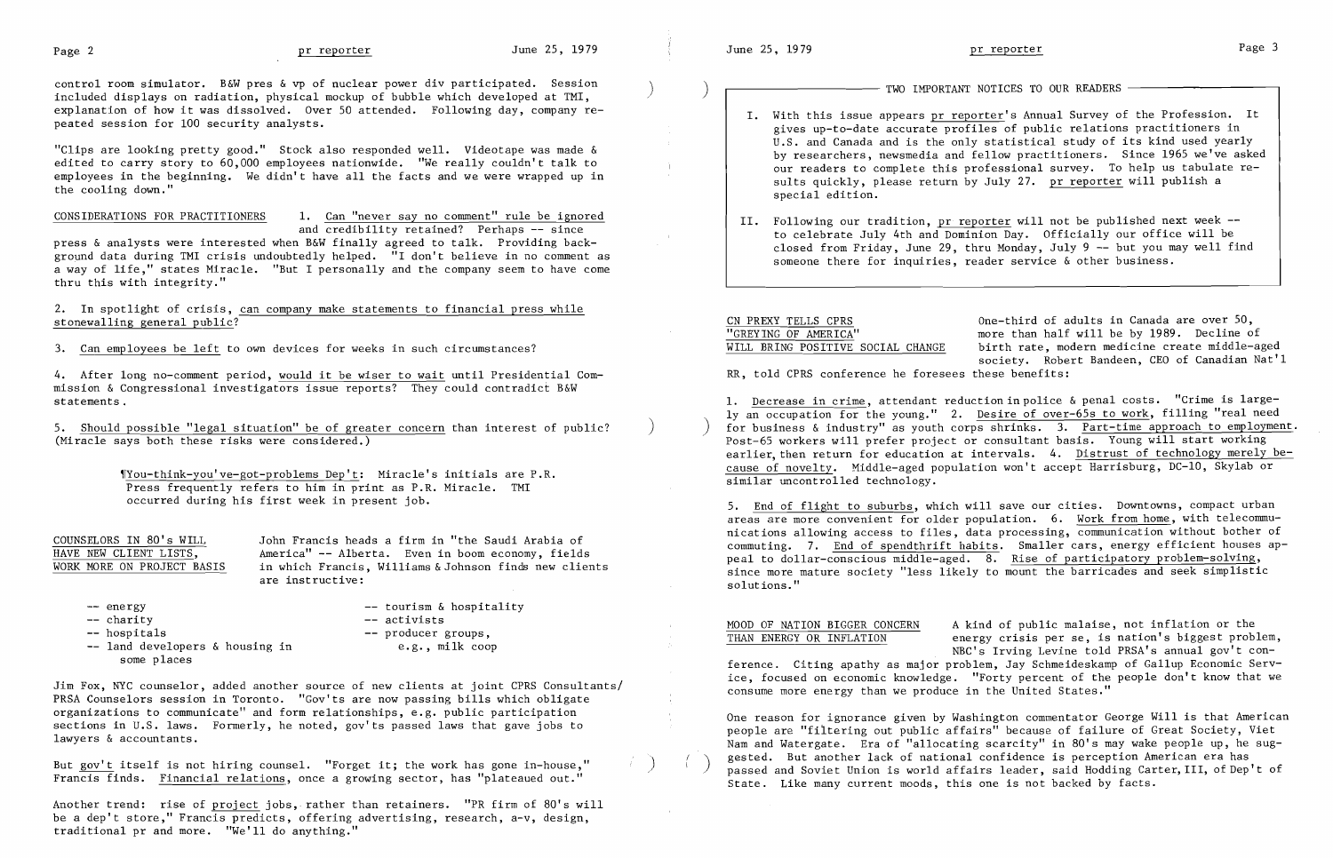control room simulator. B&W pres & vp of nuclear power div participated. Session included displays on radiation, physical mockup of bubble which developed at TMI, explanation of how it was dissolved. Over 50 attended. Following day, company repeated session for 100 security analysts.

"Clips are looking pretty good." Stock also responded well. Videotape was made & edited to carry story to 60,000 employees nationwide. "We really couldn't talk to employees in the beginning. We didn't have all the facts and we were wrapped up in the cooling down."

CONSIDERATIONS FOR PRACTITIONERS 1. Can "never say no comment" rule be ignored and credibility retained? Perhaps -- since press & analysts were interested when B&W finally agreed to talk. Providing background data during TMI crisis undoubtedly helped. "I don't believe in no comment as a way of life," states Miracle. "But I personally and the company seem to have come thru this with integrity."

2. In spotlight of crisis, can company make statements to financial press while stonewalling general public?

3. Can employees be left to own devices for weeks in such circumstances?

4. After long no-comment period, would it be wiser to wait until Presidential Commission & Congressional investigators issue reports? They could contradict B&W statements.

5. Should possible "legal situation" be of greater concern than interest of public? (Miracle says both these risks were considered.)

> ¶You-think-you've-got-problems Dep't: Miracle's initials are P.R. Press frequently refers to him in print as P.R. Miracle. TMI occurred during his first week in present job.

COUNSELORS IN 80's WILL HAVE NEW CLIENT LISTS, WORK MORE ON PROJECT BASIS

John Francis heads a firm in "the Saudi Arabia of America" -- Alberta. Even in boom economy, fields in which Francis, Williams & Johnson finds new clients are instructive:

- energy
- charity
- hospitals
- land developers & housing in some places
- tourism & hospitality
- activists
- producer groups, e.g., milk coop

Jim Fox, NYC counselor, added another source of new clients at joint CPRS Consultants/PRSA Counselors session in Toronto. "Gov'ts are now passing bills which obligate organizations to communicate" and form relationships, e.g. public participation sections in U.S. laws. Formerly, he noted, gov'ts passed laws that gave jobs to lawyers & accountants.

But gov't itself is not hiring counsel. "Forget it; the work has gone in-house," Francis finds. Financial relations, once a growing sector, has "plateaued out."

Another trend: rise of project jobs, rather than retainers. "PR firm of 80's will be a dep't store," Francis predicts, offering advertising, research, a-v, design, traditional pr and more. "We'll do anything."

---

TWO IMPORTANT NOTICES TO OUR READERS

I. With this issue appears pr reporter's Annual Survey of the Profession. It gives up-to-date accurate profiles of public relations practitioners in U.S. and Canada and is the only statistical study of its kind used yearly by researchers, newsmedia and fellow practitioners. Since 1965 we've asked our readers to complete this professional survey. To help us tabulate results quickly, please return by July 27. pr reporter will publish a special edition.

II. Following our tradition, pr reporter will not be published next week -- to celebrate July 4th and Dominion Day. Officially our office will be closed from Friday, June 29, thru Monday, July 9 -- but you may well find someone there for inquiries, reader service & other business.

---

CN PREXY TELLS CPRS "GREYING OF AMERICA" WILL BRING POSITIVE SOCIAL CHANGE

One-third of adults in Canada are over 50, more than half will be by 1989. Decline of birth rate, modern medicine create middle-aged society. Robert Bandeen, CEO of Canadian Nat'l RR, told CPRS conference he foresees these benefits:

1. Decrease in crime, attendant reduction in police & penal costs. "Crime is largely an occupation for the young." 2. Desire of over-65s to work, filling "real need for business & industry" as youth corps shrinks. 3. Part-time approach to employment. Post-65 workers will prefer project or consultant basis. Young will start working earlier, then return for education at intervals. 4. Distrust of technology merely because of novelty. Middle-aged population won't accept Harrisburg, DC-10, Skylab or similar uncontrolled technology.

5. End of flight to suburbs, which will save our cities. Downtowns, compact urban areas are more convenient for older population. 6. Work from home, with telecommunications allowing access to files, data processing, communication without bother of commuting. 7. End of spendthrift habits. Smaller cars, energy efficient houses appeal to dollar-conscious middle-aged. 8. Rise of participatory problem-solving, since more mature society "less likely to mount the barricades and seek simplistic solutions."

MOOD OF NATION BIGGER CONCERN THAN ENERGY OR INFLATION

A kind of public malaise, not inflation or the energy crisis per se, is nation's biggest problem, NBC's Irving Levine told PRSA's annual gov't conference. Citing apathy as major problem, Jay Schmeideskamp of Gallup Economic Service, focused on economic knowledge. "Forty percent of the people don't know that we consume more energy than we produce in the United States."

One reason for ignorance given by Washington commentator George Will is that American people are "filtering out public affairs" because of failure of Great Society, Viet Nam and Watergate. Era of "allocating scarcity" in 80's may wake people up, he suggested. But another lack of national confidence is perception American era has passed and Soviet Union is world affairs leader, said Hodding Carter, III, of Dep't of State. Like many current moods, this one is not backed by facts.